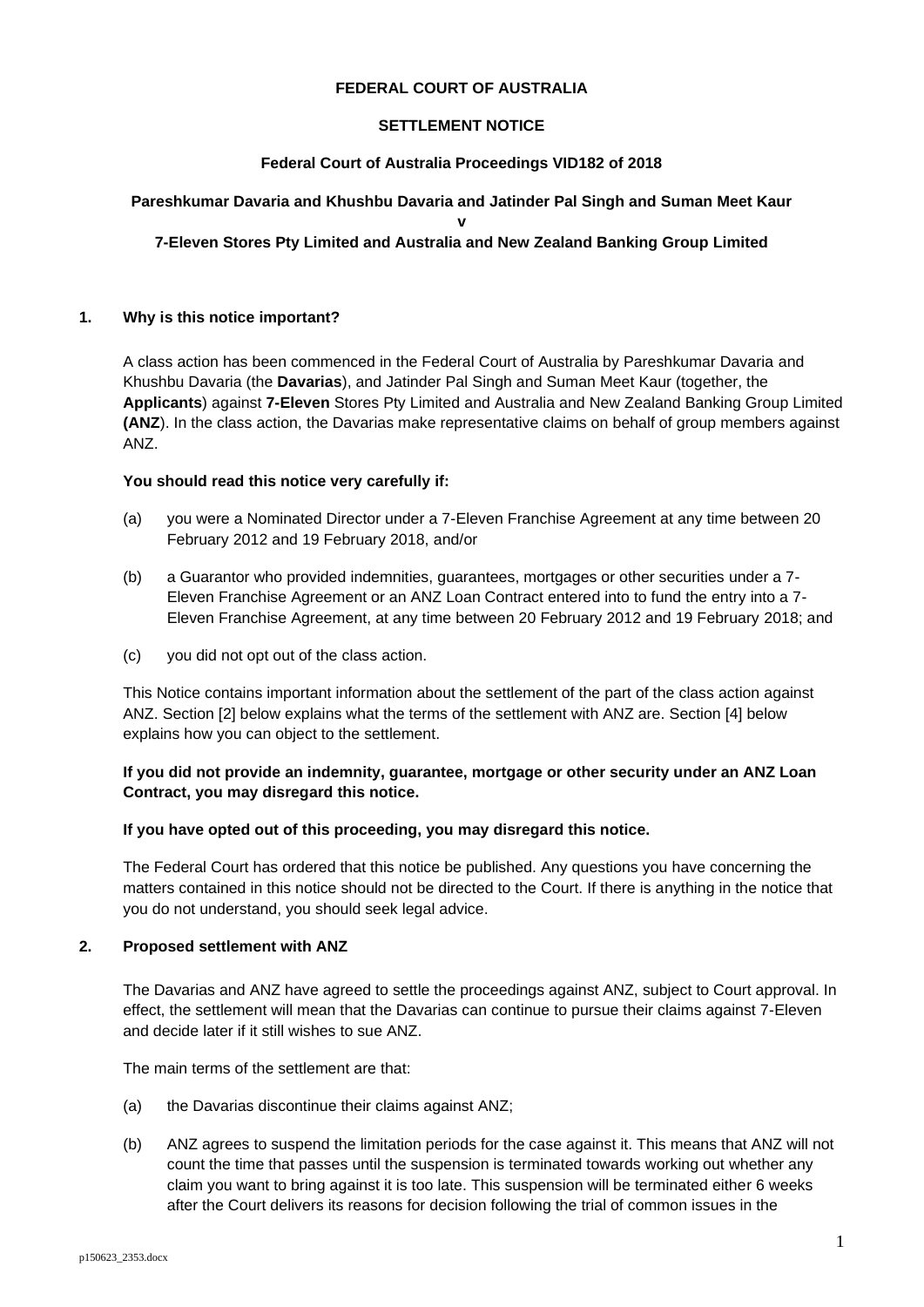**FEDERAL COURT OF AUSTRALIA**

**SETTLEMENT NOTICE**

**Federal Court of Australia Proceedings VID182 of 2018**

**Pareshkumar Davaria and Khushbu Davaria and Jatinder Pal Singh and Suman Meet Kaur**

**v**

**7-Eleven Stores Pty Limited and Australia and New Zealand Banking Group Limited**

## 1. Why is this notice important?

A class action has been commenced in the Federal Court of Australia by Pareshkumar Davaria and Khushbu Davaria (the **Davarias**), and Jatinder Pal Singh and Suman Meet Kaur (together, the **Applicants**) against **7-Eleven** Stores Pty Limited and Australia and New Zealand Banking Group Limited **(ANZ**). In the class action, the Davarias make representative claims on behalf of group members against ANZ.

**You should read this notice very carefully if:**

(a) you were a Nominated Director under a 7-Eleven Franchise Agreement at any time between 20 February 2012 and 19 February 2018, and/or

(b) a Guarantor who provided indemnities, guarantees, mortgages or other securities under a 7-Eleven Franchise Agreement or an ANZ Loan Contract entered into to fund the entry into a 7-Eleven Franchise Agreement, at any time between 20 February 2012 and 19 February 2018; and

(c) you did not opt out of the class action.

This Notice contains important information about the settlement of the part of the class action against ANZ. Section [2] below explains what the terms of the settlement with ANZ are. Section [4] below explains how you can object to the settlement.

**If you did not provide an indemnity, guarantee, mortgage or other security under an ANZ Loan Contract, you may disregard this notice.**

**If you have opted out of this proceeding, you may disregard this notice.**

The Federal Court has ordered that this notice be published. Any questions you have concerning the matters contained in this notice should not be directed to the Court. If there is anything in the notice that you do not understand, you should seek legal advice.

## 2. Proposed settlement with ANZ

The Davarias and ANZ have agreed to settle the proceedings against ANZ, subject to Court approval. In effect, the settlement will mean that the Davarias can continue to pursue their claims against 7-Eleven and decide later if it still wishes to sue ANZ.

The main terms of the settlement are that:

(a) the Davarias discontinue their claims against ANZ;

(b) ANZ agrees to suspend the limitation periods for the case against it. This means that ANZ will not count the time that passes until the suspension is terminated towards working out whether any claim you want to bring against it is too late. This suspension will be terminated either 6 weeks after the Court delivers its reasons for decision following the trial of common issues in the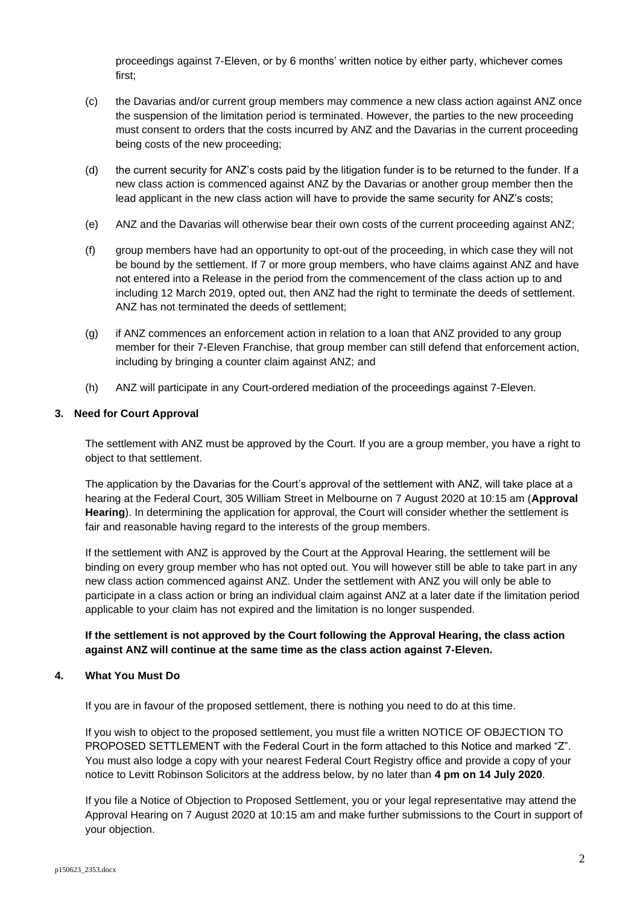proceedings against 7-Eleven, or by 6 months' written notice by either party, whichever comes first;

(c) the Davarias and/or current group members may commence a new class action against ANZ once the suspension of the limitation period is terminated. However, the parties to the new proceeding must consent to orders that the costs incurred by ANZ and the Davarias in the current proceeding being costs of the new proceeding;

(d) the current security for ANZ's costs paid by the litigation funder is to be returned to the funder. If a new class action is commenced against ANZ by the Davarias or another group member then the lead applicant in the new class action will have to provide the same security for ANZ's costs;

(e) ANZ and the Davarias will otherwise bear their own costs of the current proceeding against ANZ;

(f) group members have had an opportunity to opt-out of the proceeding, in which case they will not be bound by the settlement. If 7 or more group members, who have claims against ANZ and have not entered into a Release in the period from the commencement of the class action up to and including 12 March 2019, opted out, then ANZ had the right to terminate the deeds of settlement. ANZ has not terminated the deeds of settlement;

(g) if ANZ commences an enforcement action in relation to a loan that ANZ provided to any group member for their 7-Eleven Franchise, that group member can still defend that enforcement action, including by bringing a counter claim against ANZ; and

(h) ANZ will participate in any Court-ordered mediation of the proceedings against 7-Eleven.

## 3. Need for Court Approval

The settlement with ANZ must be approved by the Court. If you are a group member, you have a right to object to that settlement.

The application by the Davarias for the Court's approval of the settlement with ANZ, will take place at a hearing at the Federal Court, 305 William Street in Melbourne on 7 August 2020 at 10:15 am (**Approval Hearing**). In determining the application for approval, the Court will consider whether the settlement is fair and reasonable having regard to the interests of the group members.

If the settlement with ANZ is approved by the Court at the Approval Hearing, the settlement will be binding on every group member who has not opted out. You will however still be able to take part in any new class action commenced against ANZ. Under the settlement with ANZ you will only be able to participate in a class action or bring an individual claim against ANZ at a later date if the limitation period applicable to your claim has not expired and the limitation is no longer suspended.

**If the settlement is not approved by the Court following the Approval Hearing, the class action against ANZ will continue at the same time as the class action against 7-Eleven.**

## 4. What You Must Do

If you are in favour of the proposed settlement, there is nothing you need to do at this time.

If you wish to object to the proposed settlement, you must file a written NOTICE OF OBJECTION TO PROPOSED SETTLEMENT with the Federal Court in the form attached to this Notice and marked "Z". You must also lodge a copy with your nearest Federal Court Registry office and provide a copy of your notice to Levitt Robinson Solicitors at the address below, by no later than **4 pm on 14 July 2020**.

If you file a Notice of Objection to Proposed Settlement, you or your legal representative may attend the Approval Hearing on 7 August 2020 at 10:15 am and make further submissions to the Court in support of your objection.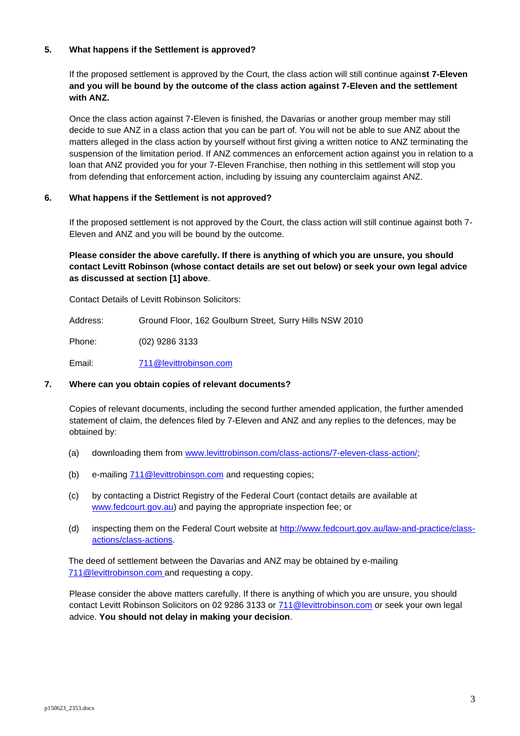## 5. What happens if the Settlement is approved?

If the proposed settlement is approved by the Court, the class action will still continue again**st 7-Eleven and you will be bound by the outcome of the class action against 7-Eleven and the settlement with ANZ.**

Once the class action against 7-Eleven is finished, the Davarias or another group member may still decide to sue ANZ in a class action that you can be part of. You will not be able to sue ANZ about the matters alleged in the class action by yourself without first giving a written notice to ANZ terminating the suspension of the limitation period. If ANZ commences an enforcement action against you in relation to a loan that ANZ provided you for your 7-Eleven Franchise, then nothing in this settlement will stop you from defending that enforcement action, including by issuing any counterclaim against ANZ.

## 6. What happens if the Settlement is not approved?

If the proposed settlement is not approved by the Court, the class action will still continue against both 7-Eleven and ANZ and you will be bound by the outcome.

**Please consider the above carefully. If there is anything of which you are unsure, you should contact Levitt Robinson (whose contact details are set out below) or seek your own legal advice as discussed at section [1] above**.

Contact Details of Levitt Robinson Solicitors:

Address: Ground Floor, 162 Goulburn Street, Surry Hills NSW 2010

Phone: (02) 9286 3133

Email: 711@levittrobinson.com

## 7. Where can you obtain copies of relevant documents?

Copies of relevant documents, including the second further amended application, the further amended statement of claim, the defences filed by 7-Eleven and ANZ and any replies to the defences, may be obtained by:

(a) downloading them from www.levittrobinson.com/class-actions/7-eleven-class-action/;

(b) e-mailing 711@levittrobinson.com and requesting copies;

(c) by contacting a District Registry of the Federal Court (contact details are available at www.fedcourt.gov.au) and paying the appropriate inspection fee; or

(d) inspecting them on the Federal Court website at http://www.fedcourt.gov.au/law-and-practice/class-actions/class-actions.

The deed of settlement between the Davarias and ANZ may be obtained by e-mailing 711@levittrobinson.com and requesting a copy.

Please consider the above matters carefully. If there is anything of which you are unsure, you should contact Levitt Robinson Solicitors on 02 9286 3133 or 711@levittrobinson.com or seek your own legal advice. **You should not delay in making your decision**.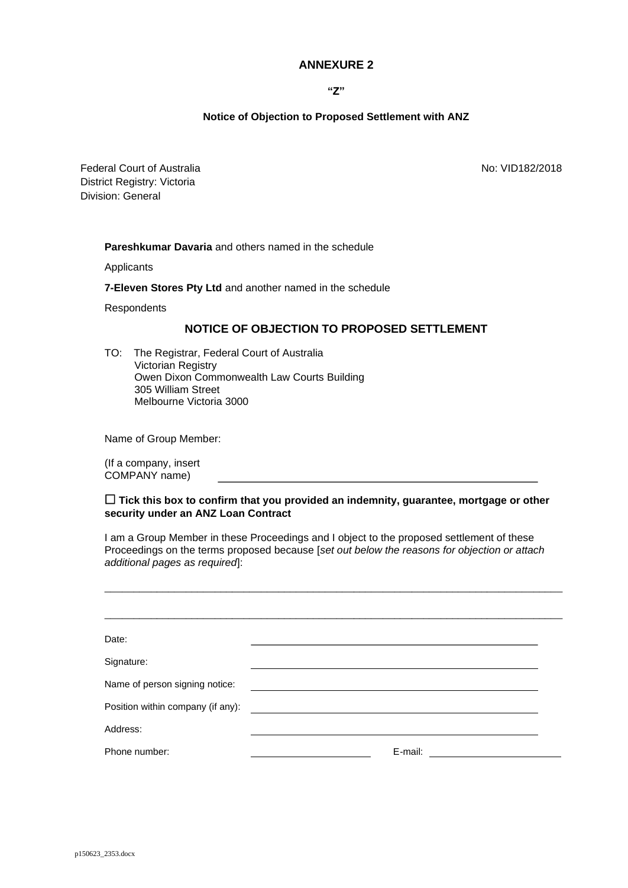**ANNEXURE 2**

**"Z"**

**Notice of Objection to Proposed Settlement with ANZ**

Federal Court of Australia
District Registry: Victoria
Division: General

No: VID182/2018

**Pareshkumar Davaria** and others named in the schedule

Applicants

**7-Eleven Stores Pty Ltd** and another named in the schedule

Respondents

## NOTICE OF OBJECTION TO PROPOSED SETTLEMENT

TO: The Registrar, Federal Court of Australia
Victorian Registry
Owen Dixon Commonwealth Law Courts Building
305 William Street
Melbourne Victoria 3000

Name of Group Member:

(If a company, insert COMPANY name) \_\_\_\_\_\_\_\_\_\_\_\_\_\_\_\_\_\_\_\_\_\_\_\_\_\_\_\_\_\_\_\_\_\_\_\_\_\_\_\_

☐ **Tick this box to confirm that you provided an indemnity, guarantee, mortgage or other security under an ANZ Loan Contract**

I am a Group Member in these Proceedings and I object to the proposed settlement of these Proceedings on the terms proposed because [*set out below the reasons for objection or attach additional pages as required*]:

\_\_\_\_\_\_\_\_\_\_\_\_\_\_\_\_\_\_\_\_\_\_\_\_\_\_\_\_\_\_\_\_\_\_\_\_\_\_\_\_\_\_\_\_\_\_\_\_\_\_\_\_\_\_\_\_\_\_\_\_\_\_\_\_\_\_\_\_\_\_

\_\_\_\_\_\_\_\_\_\_\_\_\_\_\_\_\_\_\_\_\_\_\_\_\_\_\_\_\_\_\_\_\_\_\_\_\_\_\_\_\_\_\_\_\_\_\_\_\_\_\_\_\_\_\_\_\_\_\_\_\_\_\_\_\_\_\_\_\_\_

Date: \_\_\_\_\_\_\_\_\_\_\_\_\_\_\_\_\_\_\_\_\_\_\_\_\_\_\_\_\_\_\_\_\_\_\_\_\_\_\_\_

Signature: \_\_\_\_\_\_\_\_\_\_\_\_\_\_\_\_\_\_\_\_\_\_\_\_\_\_\_\_\_\_\_\_\_\_\_\_\_\_\_\_

Name of person signing notice: \_\_\_\_\_\_\_\_\_\_\_\_\_\_\_\_\_\_\_\_\_\_\_\_\_\_\_\_\_\_\_\_\_\_\_\_\_\_\_\_

Position within company (if any): \_\_\_\_\_\_\_\_\_\_\_\_\_\_\_\_\_\_\_\_\_\_\_\_\_\_\_\_\_\_\_\_\_\_\_\_\_\_\_\_

Address: \_\_\_\_\_\_\_\_\_\_\_\_\_\_\_\_\_\_\_\_\_\_\_\_\_\_\_\_\_\_\_\_\_\_\_\_\_\_\_\_

Phone number: \_\_\_\_\_\_\_\_\_\_\_\_\_\_\_\_\_\_\_\_ E-mail: \_\_\_\_\_\_\_\_\_\_\_\_\_\_\_\_\_\_\_\_

p150623_2353.docx